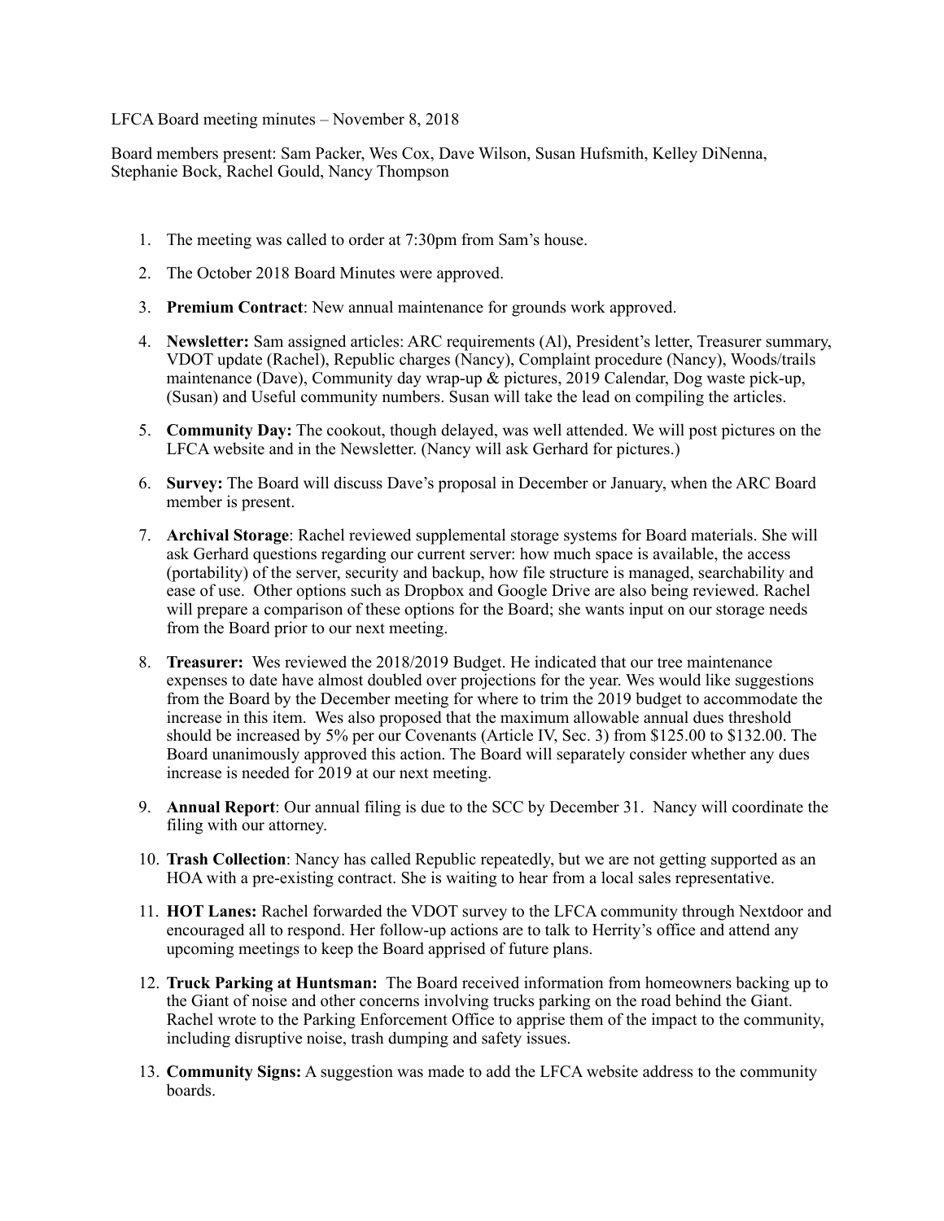LFCA Board meeting minutes – November 8, 2018

Board members present: Sam Packer, Wes Cox, Dave Wilson, Susan Hufsmith, Kelley DiNenna, Stephanie Bock, Rachel Gould, Nancy Thompson

1. The meeting was called to order at 7:30pm from Sam's house.

2. The October 2018 Board Minutes were approved.

3. **Premium Contract**: New annual maintenance for grounds work approved.

4. **Newsletter:** Sam assigned articles: ARC requirements (Al), President's letter, Treasurer summary, VDOT update (Rachel), Republic charges (Nancy), Complaint procedure (Nancy), Woods/trails maintenance (Dave), Community day wrap-up & pictures, 2019 Calendar, Dog waste pick-up, (Susan) and Useful community numbers. Susan will take the lead on compiling the articles.

5. **Community Day:** The cookout, though delayed, was well attended. We will post pictures on the LFCA website and in the Newsletter. (Nancy will ask Gerhard for pictures.)

6. **Survey:** The Board will discuss Dave's proposal in December or January, when the ARC Board member is present.

7. **Archival Storage**: Rachel reviewed supplemental storage systems for Board materials. She will ask Gerhard questions regarding our current server: how much space is available, the access (portability) of the server, security and backup, how file structure is managed, searchability and ease of use. Other options such as Dropbox and Google Drive are also being reviewed. Rachel will prepare a comparison of these options for the Board; she wants input on our storage needs from the Board prior to our next meeting.

8. **Treasurer:** Wes reviewed the 2018/2019 Budget. He indicated that our tree maintenance expenses to date have almost doubled over projections for the year. Wes would like suggestions from the Board by the December meeting for where to trim the 2019 budget to accommodate the increase in this item. Wes also proposed that the maximum allowable annual dues threshold should be increased by 5% per our Covenants (Article IV, Sec. 3) from $125.00 to $132.00. The Board unanimously approved this action. The Board will separately consider whether any dues increase is needed for 2019 at our next meeting.

9. **Annual Report**: Our annual filing is due to the SCC by December 31. Nancy will coordinate the filing with our attorney.

10. **Trash Collection**: Nancy has called Republic repeatedly, but we are not getting supported as an HOA with a pre-existing contract. She is waiting to hear from a local sales representative.

11. **HOT Lanes:** Rachel forwarded the VDOT survey to the LFCA community through Nextdoor and encouraged all to respond. Her follow-up actions are to talk to Herrity's office and attend any upcoming meetings to keep the Board apprised of future plans.

12. **Truck Parking at Huntsman:** The Board received information from homeowners backing up to the Giant of noise and other concerns involving trucks parking on the road behind the Giant. Rachel wrote to the Parking Enforcement Office to apprise them of the impact to the community, including disruptive noise, trash dumping and safety issues.

13. **Community Signs:** A suggestion was made to add the LFCA website address to the community boards.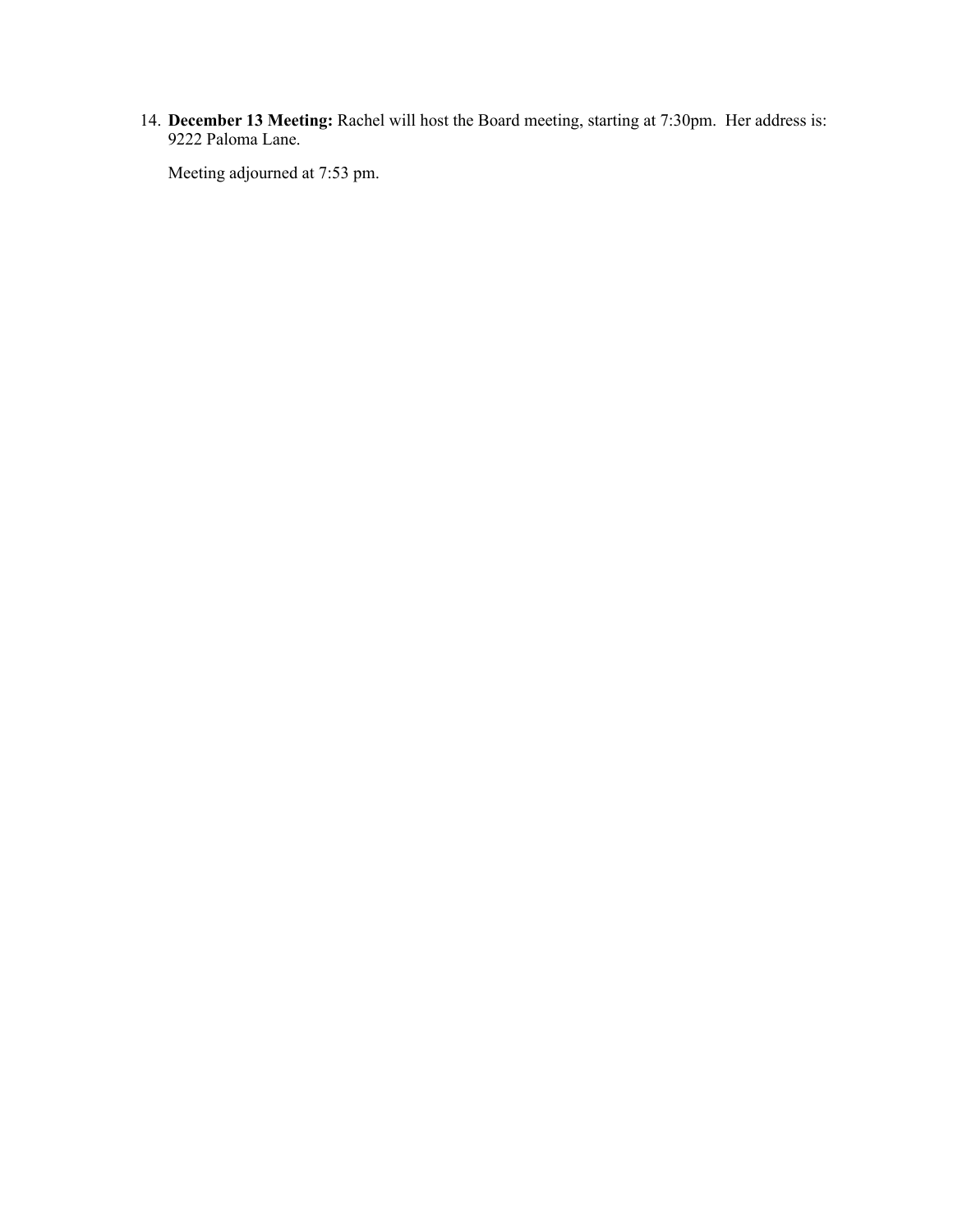14. **December 13 Meeting:** Rachel will host the Board meeting, starting at 7:30pm. Her address is: 9222 Paloma Lane.

    Meeting adjourned at 7:53 pm.